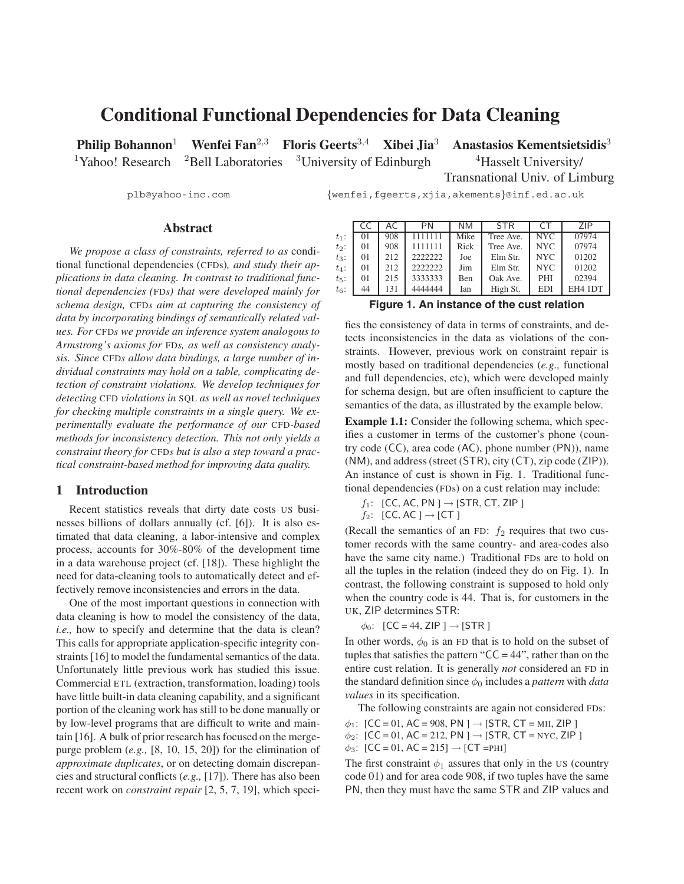# Conditional Functional Dependencies for Data Cleaning

**Philip Bohannon**[1] **Wenfei Fan**[2,3] **Floris Geerts**[3,4] **Xibei Jia**[3] **Anastasios Kementsietsidis**[3]

[1]Yahoo! Research [2]Bell Laboratories [3]University of Edinburgh [4]Hasselt University/ Transnational Univ. of Limburg

plb@yahoo-inc.com {wenfei,fgeerts,xjia,akements}@inf.ed.ac.uk

## Abstract

*We propose a class of constraints, referred to as* conditional functional dependencies (CFDs)*, and study their applications in data cleaning. In contrast to traditional functional dependencies (*FD*s) that were developed mainly for schema design,* CFD*s aim at capturing the consistency of data by incorporating bindings of semantically related values. For* CFD*s we provide an inference system analogous to Armstrong's axioms for* FD*s, as well as consistency analysis. Since* CFD*s allow data bindings, a large number of individual constraints may hold on a table, complicating detection of constraint violations. We develop techniques for detecting* CFD *violations in* SQL *as well as novel techniques for checking multiple constraints in a single query. We experimentally evaluate the performance of our* CFD*-based methods for inconsistency detection. This not only yields a constraint theory for* CFD*s but is also a step toward a practical constraint-based method for improving data quality.*

## 1 Introduction

Recent statistics reveals that dirty date costs US businesses billions of dollars annually (cf. [6]). It is also estimated that data cleaning, a labor-intensive and complex process, accounts for 30%-80% of the development time in a data warehouse project (cf. [18]). These highlight the need for data-cleaning tools to automatically detect and effectively remove inconsistencies and errors in the data.

One of the most important questions in connection with data cleaning is how to model the consistency of the data, *i.e.,* how to specify and determine that the data is clean? This calls for appropriate application-specific integrity constraints [16] to model the fundamental semantics of the data. Unfortunately little previous work has studied this issue. Commercial ETL (extraction, transformation, loading) tools have little built-in data cleaning capability, and a significant portion of the cleaning work has still to be done manually or by low-level programs that are difficult to write and maintain [16]. A bulk of prior research has focused on the merge-purge problem (*e.g.,* [8, 10, 15, 20]) for the elimination of *approximate duplicates*, or on detecting domain discrepancies and structural conflicts (*e.g.,* [17]). There has also been recent work on *constraint repair* [2, 5, 7, 19], which specifies the consistency of data in terms of constraints, and detects inconsistencies in the data as violations of the constraints. However, previous work on constraint repair is mostly based on traditional dependencies (*e.g.,* functional and full dependencies, etc), which were developed mainly for schema design, but are often insufficient to capture the semantics of the data, as illustrated by the example below.

|  | CC | AC | PN | NM | STR | CT | ZIP |
|---|---|---|---|---|---|---|---|
| $t_1$: | 01 | 908 | 1111111 | Mike | Tree Ave. | NYC | 07974 |
| $t_2$: | 01 | 908 | 1111111 | Rick | Tree Ave. | NYC | 07974 |
| $t_3$: | 01 | 212 | 2222222 | Joe | Elm Str. | NYC | 01202 |
| $t_4$: | 01 | 212 | 2222222 | Jim | Elm Str. | NYC | 01202 |
| $t_5$: | 01 | 215 | 3333333 | Ben | Oak Ave. | PHI | 02394 |
| $t_6$: | 44 | 131 | 4444444 | Ian | High St. | EDI | EH4 1DT |

**Figure 1. An instance of the cust relation**

**Example 1.1:** Consider the following schema, which specifies a customer in terms of the customer's phone (country code (CC), area code (AC), phone number (PN)), name (NM), and address (street (STR), city (CT), zip code (ZIP)). An instance of cust is shown in Fig. 1. Traditional functional dependencies (FDs) on a cust relation may include:

$f_1$: [CC, AC, PN ] → [STR, CT, ZIP ]
$f_2$: [CC, AC ] → [CT ]

(Recall the semantics of an FD: $f_2$ requires that two customer records with the same country- and area-codes also have the same city name.) Traditional FDs are to hold on all the tuples in the relation (indeed they do on Fig. 1). In contrast, the following constraint is supposed to hold only when the country code is 44. That is, for customers in the UK, ZIP determines STR:

$\phi_0$: [CC = 44, ZIP ] → [STR ]

In other words, $\phi_0$ is an FD that is to hold on the subset of tuples that satisfies the pattern "CC = 44", rather than on the entire cust relation. It is generally *not* considered an FD in the standard definition since $\phi_0$ includes a *pattern* with *data values* in its specification.

The following constraints are again not considered FDs:

$\phi_1$: [CC = 01, AC = 908, PN ] → [STR, CT = MH, ZIP ]
$\phi_2$: [CC = 01, AC = 212, PN ] → [STR, CT = NYC, ZIP ]
$\phi_3$: [CC = 01, AC = 215] → [CT =PHI]

The first constraint $\phi_1$ assures that only in the US (country code 01) and for area code 908, if two tuples have the same PN, then they must have the same STR and ZIP values and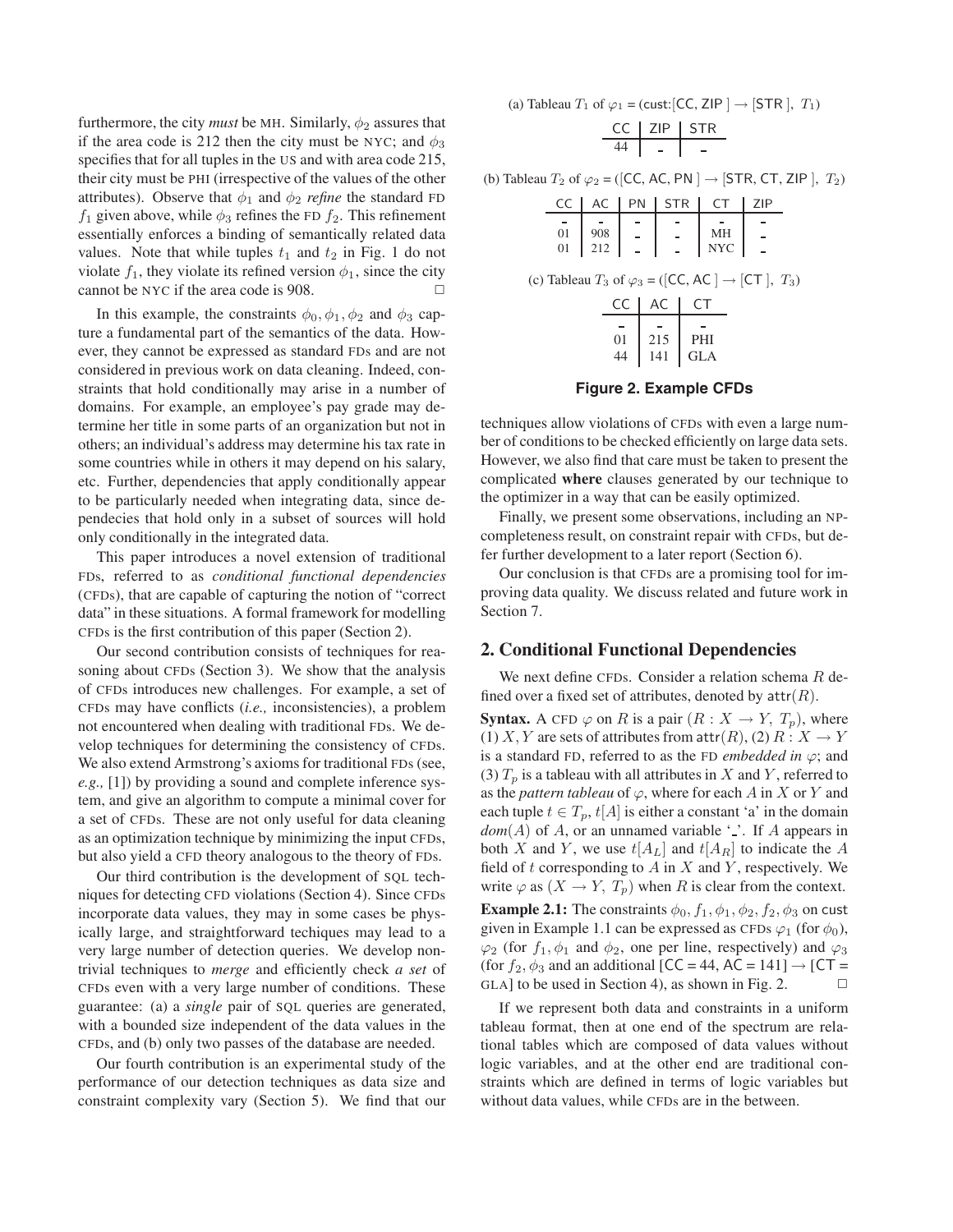furthermore, the city *must* be MH. Similarly, $\phi_2$ assures that if the area code is 212 then the city must be NYC; and $\phi_3$ specifies that for all tuples in the US and with area code 215, their city must be PHI (irrespective of the values of the other attributes). Observe that $\phi_1$ and $\phi_2$ *refine* the standard FD $f_1$ given above, while $\phi_3$ refines the FD $f_2$. This refinement essentially enforces a binding of semantically related data values. Note that while tuples $t_1$ and $t_2$ in Fig. 1 do not violate $f_1$, they violate its refined version $\phi_1$, since the city cannot be NYC if the area code is 908. □

In this example, the constraints $\phi_0, \phi_1, \phi_2$ and $\phi_3$ capture a fundamental part of the semantics of the data. However, they cannot be expressed as standard FDs and are not considered in previous work on data cleaning. Indeed, constraints that hold conditionally may arise in a number of domains. For example, an employee's pay grade may determine her title in some parts of an organization but not in others; an individual's address may determine his tax rate in some countries while in others it may depend on his salary, etc. Further, dependencies that apply conditionally appear to be particularly needed when integrating data, since dependecies that hold only in a subset of sources will hold only conditionally in the integrated data.

This paper introduces a novel extension of traditional FDs, referred to as *conditional functional dependencies* (CFDs), that are capable of capturing the notion of "correct data" in these situations. A formal framework for modelling CFDs is the first contribution of this paper (Section 2).

Our second contribution consists of techniques for reasoning about CFDs (Section 3). We show that the analysis of CFDs introduces new challenges. For example, a set of CFDs may have conflicts (*i.e.,* inconsistencies), a problem not encountered when dealing with traditional FDs. We develop techniques for determining the consistency of CFDs. We also extend Armstrong's axioms for traditional FDs (see, *e.g.,* [1]) by providing a sound and complete inference system, and give an algorithm to compute a minimal cover for a set of CFDs. These are not only useful for data cleaning as an optimization technique by minimizing the input CFDs, but also yield a CFD theory analogous to the theory of FDs.

Our third contribution is the development of SQL techniques for detecting CFD violations (Section 4). Since CFDs incorporate data values, they may in some cases be physically large, and straightforward techiques may lead to a very large number of detection queries. We develop nontrivial techniques to *merge* and efficiently check *a set* of CFDs even with a very large number of conditions. These guarantee: (a) a *single* pair of SQL queries are generated, with a bounded size independent of the data values in the CFDs, and (b) only two passes of the database are needed.

Our fourth contribution is an experimental study of the performance of our detection techniques as data size and constraint complexity vary (Section 5). We find that our

(a) Tableau $T_1$ of $\varphi_1$ = (cust:[CC, ZIP] $\rightarrow$ [STR], $T_1$)

| CC | ZIP | STR |
|---|---|---|
| 44 | _ | _ |

(b) Tableau $T_2$ of $\varphi_2$ = ([CC, AC, PN] $\rightarrow$ [STR, CT, ZIP], $T_2$)

| CC | AC | PN | STR | CT | ZIP |
|---|---|---|---|---|---|
| _ | _ | _ | _ | _ | _ |
| 01 | 908 | _ | _ | MH | _ |
| 01 | 212 | _ | _ | NYC | _ |

(c) Tableau $T_3$ of $\varphi_3$ = ([CC, AC] $\rightarrow$ [CT], $T_3$)

| CC | AC | CT |
|---|---|---|
| _ | _ | _ |
| 01 | 215 | PHI |
| 44 | 141 | GLA |

**Figure 2. Example CFDs**

techniques allow violations of CFDs with even a large number of conditions to be checked efficiently on large data sets. However, we also find that care must be taken to present the complicated **where** clauses generated by our technique to the optimizer in a way that can be easily optimized.

Finally, we present some observations, including an NP-completeness result, on constraint repair with CFDs, but defer further development to a later report (Section 6).

Our conclusion is that CFDs are a promising tool for improving data quality. We discuss related and future work in Section 7.

## 2. Conditional Functional Dependencies

We next define CFDs. Consider a relation schema $R$ defined over a fixed set of attributes, denoted by $\mathsf{attr}(R)$.

**Syntax.** A CFD $\varphi$ on $R$ is a pair $(R : X \rightarrow Y,\ T_p)$, where (1) $X, Y$ are sets of attributes from $\mathsf{attr}(R)$, (2) $R : X \rightarrow Y$ is a standard FD, referred to as the FD *embedded in* $\varphi$; and (3) $T_p$ is a tableau with all attributes in $X$ and $Y$, referred to as the *pattern tableau* of $\varphi$, where for each $A$ in $X$ or $Y$ and each tuple $t \in T_p$, $t[A]$ is either a constant 'a' in the domain $dom(A)$ of $A$, or an unnamed variable '_'. If $A$ appears in both $X$ and $Y$, we use $t[A_L]$ and $t[A_R]$ to indicate the $A$ field of $t$ corresponding to $A$ in $X$ and $Y$, respectively. We write $\varphi$ as $(X \rightarrow Y,\ T_p)$ when $R$ is clear from the context.

**Example 2.1:** The constraints $\phi_0, f_1, \phi_1, \phi_2, f_2, \phi_3$ on cust given in Example 1.1 can be expressed as CFDs $\varphi_1$ (for $\phi_0$), $\varphi_2$ (for $f_1, \phi_1$ and $\phi_2$, one per line, respectively) and $\varphi_3$ (for $f_2, \phi_3$ and an additional [CC = 44, AC = 141] $\rightarrow$ [CT = GLA] to be used in Section 4), as shown in Fig. 2. □

If we represent both data and constraints in a uniform tableau format, then at one end of the spectrum are relational tables which are composed of data values without logic variables, and at the other end are traditional constraints which are defined in terms of logic variables but without data values, while CFDs are in the between.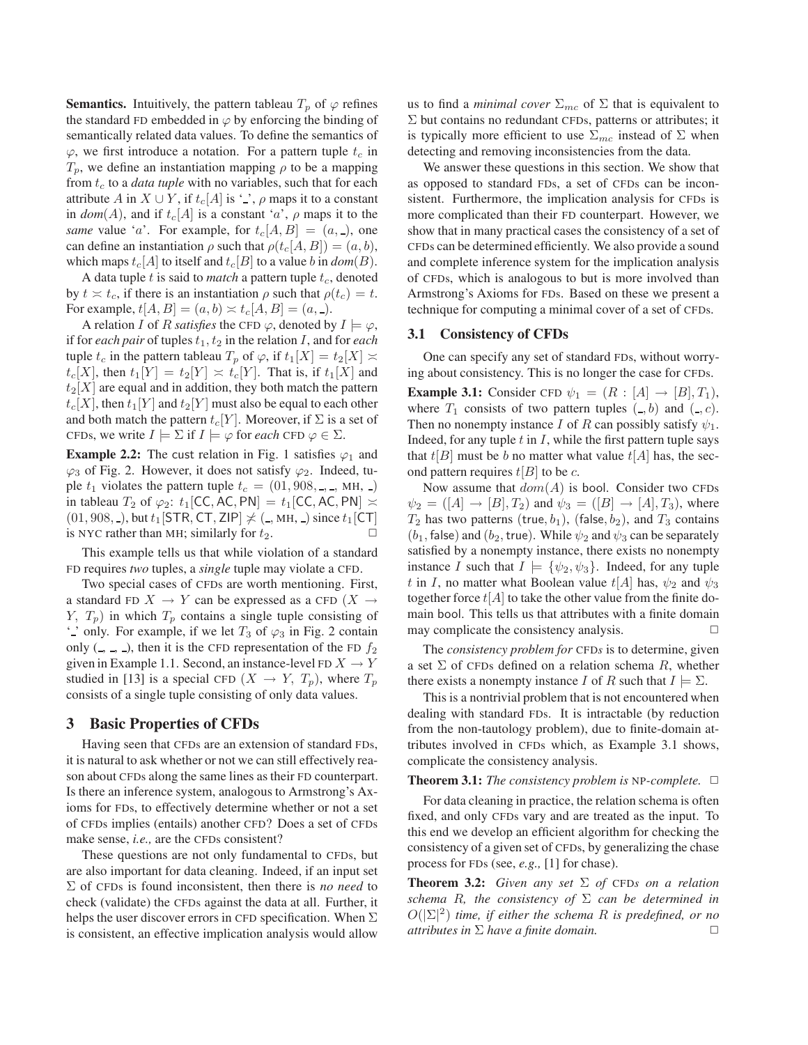**Semantics.** Intuitively, the pattern tableau $T_p$ of $\varphi$ refines the standard FD embedded in $\varphi$ by enforcing the binding of semantically related data values. To define the semantics of $\varphi$, we first introduce a notation. For a pattern tuple $t_c$ in $T_p$, we define an instantiation mapping $\rho$ to be a mapping from $t_c$ to a *data tuple* with no variables, such that for each attribute $A$ in $X \cup Y$, if $t_c[A]$ is '\_', $\rho$ maps it to a constant in *dom*$(A)$, and if $t_c[A]$ is a constant '$a$', $\rho$ maps it to the *same* value '$a$'. For example, for $t_c[A, B] = (a, \_)$, one can define an instantiation $\rho$ such that $\rho(t_c[A, B]) = (a, b)$, which maps $t_c[A]$ to itself and $t_c[B]$ to a value $b$ in *dom*$(B)$.

A data tuple $t$ is said to *match* a pattern tuple $t_c$, denoted by $t \asymp t_c$, if there is an instantiation $\rho$ such that $\rho(t_c) = t$. For example, $t[A, B] = (a, b) \asymp t_c[A, B] = (a, \_)$.

A relation $I$ of $R$ *satisfies* the CFD $\varphi$, denoted by $I \models \varphi$, if for *each pair* of tuples $t_1, t_2$ in the relation $I$, and for *each* tuple $t_c$ in the pattern tableau $T_p$ of $\varphi$, if $t_1[X] = t_2[X] \asymp t_c[X]$, then $t_1[Y] = t_2[Y] \asymp t_c[Y]$. That is, if $t_1[X]$ and $t_2[X]$ are equal and in addition, they both match the pattern $t_c[X]$, then $t_1[Y]$ and $t_2[Y]$ must also be equal to each other and both match the pattern $t_c[Y]$. Moreover, if $\Sigma$ is a set of CFDs, we write $I \models \Sigma$ if $I \models \varphi$ for *each* CFD $\varphi \in \Sigma$.

**Example 2.2:** The cust relation in Fig. 1 satisfies $\varphi_1$ and $\varphi_3$ of Fig. 2. However, it does not satisfy $\varphi_2$. Indeed, tuple $t_1$ violates the pattern tuple $t_c = (01, 908, \_, \_, \text{MH}, \_)$ in tableau $T_2$ of $\varphi_2$: $t_1[\text{CC}, \text{AC}, \text{PN}] = t_1[\text{CC}, \text{AC}, \text{PN}] \asymp (01, 908, \_)$, but $t_1[\text{STR}, \text{CT}, \text{ZIP}] \not\asymp (\_, \text{MH}, \_)$ since $t_1[\text{CT}]$ is NYC rather than MH; similarly for $t_2$. □

This example tells us that while violation of a standard FD requires *two* tuples, a *single* tuple may violate a CFD.

Two special cases of CFDs are worth mentioning. First, a standard FD $X \rightarrow Y$ can be expressed as a CFD $(X \rightarrow Y,\ T_p)$ in which $T_p$ contains a single tuple consisting of '\_' only. For example, if we let $T_3$ of $\varphi_3$ in Fig. 2 contain only $(\_, \_, \_)$, then it is the CFD representation of the FD $f_2$ given in Example 1.1. Second, an instance-level FD $X \rightarrow Y$ studied in [13] is a special CFD $(X \rightarrow Y,\ T_p)$, where $T_p$ consists of a single tuple consisting of only data values.

## 3 Basic Properties of CFDs

Having seen that CFDs are an extension of standard FDs, it is natural to ask whether or not we can still effectively reason about CFDs along the same lines as their FD counterpart. Is there an inference system, analogous to Armstrong's Axioms for FDs, to effectively determine whether or not a set of CFDs implies (entails) another CFD? Does a set of CFDs make sense, *i.e.,* are the CFDs consistent?

These questions are not only fundamental to CFDs, but are also important for data cleaning. Indeed, if an input set $\Sigma$ of CFDs is found inconsistent, then there is *no need* to check (validate) the CFDs against the data at all. Further, it helps the user discover errors in CFD specification. When $\Sigma$ is consistent, an effective implication analysis would allow us to find a *minimal cover* $\Sigma_{mc}$ of $\Sigma$ that is equivalent to $\Sigma$ but contains no redundant CFDs, patterns or attributes; it is typically more efficient to use $\Sigma_{mc}$ instead of $\Sigma$ when detecting and removing inconsistencies from the data.

We answer these questions in this section. We show that as opposed to standard FDs, a set of CFDs can be inconsistent. Furthermore, the implication analysis for CFDs is more complicated than their FD counterpart. However, we show that in many practical cases the consistency of a set of CFDs can be determined efficiently. We also provide a sound and complete inference system for the implication analysis of CFDs, which is analogous to but is more involved than Armstrong's Axioms for FDs. Based on these we present a technique for computing a minimal cover of a set of CFDs.

### 3.1 Consistency of CFDs

One can specify any set of standard FDs, without worrying about consistency. This is no longer the case for CFDs.

**Example 3.1:** Consider CFD $\psi_1 = (R : [A] \rightarrow [B], T_1)$, where $T_1$ consists of two pattern tuples $(\_, b)$ and $(\_, c)$. Then no nonempty instance $I$ of $R$ can possibly satisfy $\psi_1$. Indeed, for any tuple $t$ in $I$, while the first pattern tuple says that $t[B]$ must be $b$ no matter what value $t[A]$ has, the second pattern requires $t[B]$ to be $c$.

Now assume that $dom(A)$ is bool. Consider two CFDs $\psi_2 = ([A] \rightarrow [B], T_2)$ and $\psi_3 = ([B] \rightarrow [A], T_3)$, where $T_2$ has two patterns $(\text{true}, b_1)$, $(\text{false}, b_2)$, and $T_3$ contains $(b_1, \text{false})$ and $(b_2, \text{true})$. While $\psi_2$ and $\psi_3$ can be separately satisfied by a nonempty instance, there exists no nonempty instance $I$ such that $I \models \{\psi_2, \psi_3\}$. Indeed, for any tuple $t$ in $I$, no matter what Boolean value $t[A]$ has, $\psi_2$ and $\psi_3$ together force $t[A]$ to take the other value from the finite domain bool. This tells us that attributes with a finite domain may complicate the consistency analysis. □

The *consistency problem for* CFD*s* is to determine, given a set $\Sigma$ of CFDs defined on a relation schema $R$, whether there exists a nonempty instance $I$ of $R$ such that $I \models \Sigma$.

This is a nontrivial problem that is not encountered when dealing with standard FDs. It is intractable (by reduction from the non-tautology problem), due to finite-domain attributes involved in CFDs which, as Example 3.1 shows, complicate the consistency analysis.

**Theorem 3.1:** *The consistency problem is* NP*-complete.* □

For data cleaning in practice, the relation schema is often fixed, and only CFDs vary and are treated as the input. To this end we develop an efficient algorithm for checking the consistency of a given set of CFDs, by generalizing the chase process for FDs (see, *e.g.,* [1] for chase).

**Theorem 3.2:** *Given any set $\Sigma$ of* CFD*s on a relation schema $R$, the consistency of $\Sigma$ can be determined in $O(|\Sigma|^2)$ time, if either the schema $R$ is predefined, or no attributes in $\Sigma$ have a finite domain.* □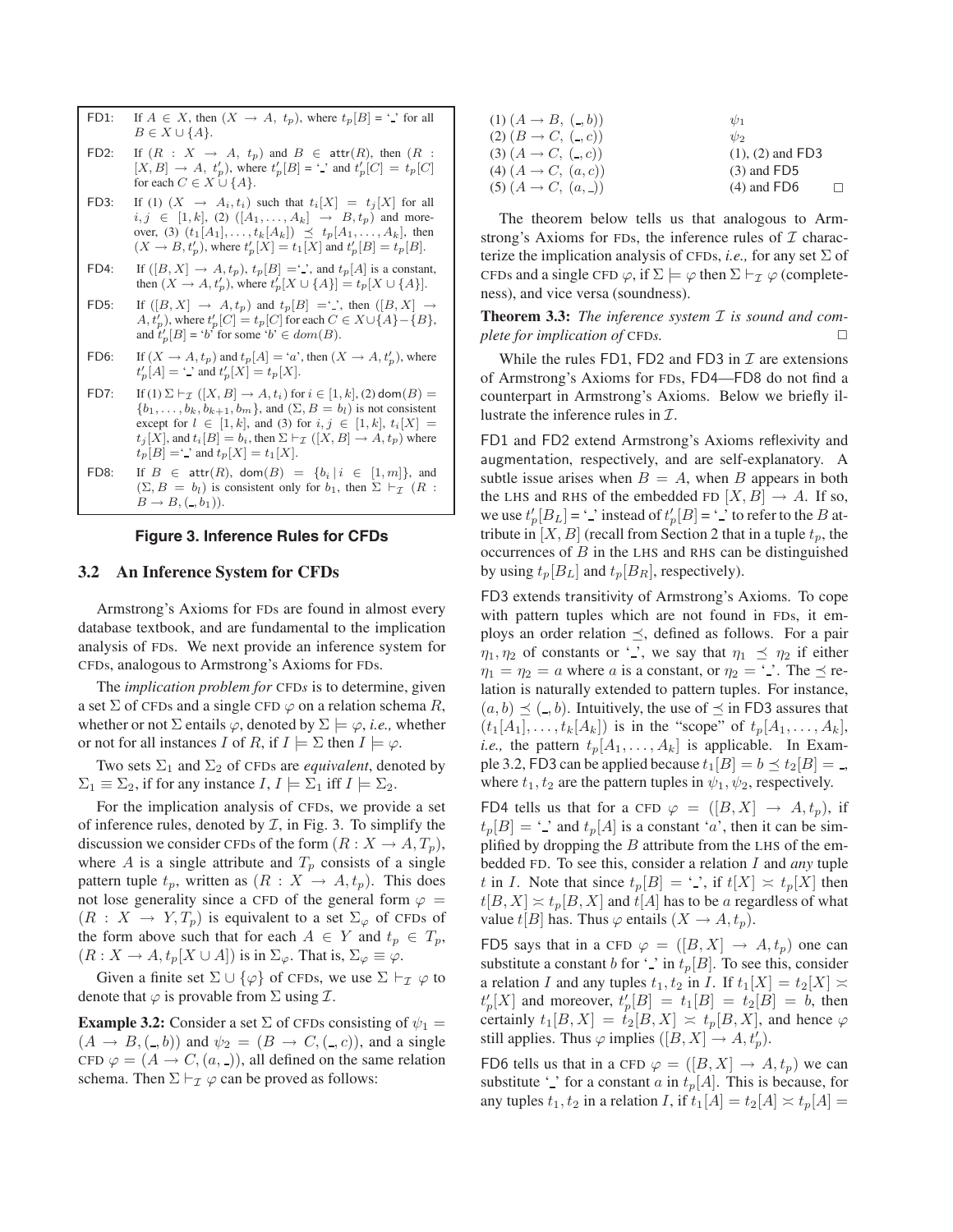FD1: If $A \in X$, then $(X \to A,\ t_p)$, where $t_p[B]$ = '_' for all $B \in X \cup \{A\}$.

FD2: If $(R : X \to A,\ t_p)$ and $B \in \mathsf{attr}(R)$, then $(R : [X, B] \to A,\ t'_p)$, where $t'_p[B]$ = '_' and $t'_p[C] = t_p[C]$ for each $C \in X \cup \{A\}$.

FD3: If (1) $(X \to A_i, t_i)$ such that $t_i[X] = t_j[X]$ for all $i, j \in [1, k]$, (2) $([A_1, \ldots, A_k] \to B, t_p)$ and moreover, (3) $(t_1[A_1], \ldots, t_k[A_k]) \preceq t_p[A_1, \ldots, A_k]$, then $(X \to B, t'_p)$, where $t'_p[X] = t_1[X]$ and $t'_p[B] = t_p[B]$.

FD4: If $([B, X] \to A, t_p)$, $t_p[B]$ ='_', and $t_p[A]$ is a constant, then $(X \to A, t'_p)$, where $t'_p[X \cup \{A\}] = t_p[X \cup \{A\}]$.

FD5: If $([B, X] \to A, t_p)$ and $t_p[B]$ ='_', then $([B, X] \to A, t'_p)$, where $t'_p[C] = t_p[C]$ for each $C \in X \cup \{A\} - \{B\}$, and $t'_p[B]$ = '$b$' for some '$b$' $\in dom(B)$.

FD6: If $(X \to A, t_p)$ and $t_p[A]$ = '$a$', then $(X \to A, t'_p)$, where $t'_p[A]$ = '_' and $t'_p[X] = t_p[X]$.

FD7: If (1) $\Sigma \vdash_{\mathcal{I}} ([X, B] \to A, t_i)$ for $i \in [1, k]$, (2) $\mathsf{dom}(B) = \{b_1, \ldots, b_k, b_{k+1}, b_m\}$, and $(\Sigma, B = b_l)$ is not consistent except for $l \in [1, k]$, and (3) for $i, j \in [1, k]$, $t_i[X] = t_j[X]$, and $t_i[B] = b_i$, then $\Sigma \vdash_{\mathcal{I}} ([X, B] \to A, t_p)$ where $t_p[B]$ ='_' and $t_p[X] = t_1[X]$.

FD8: If $B \in \mathsf{attr}(R)$, $\mathsf{dom}(B) = \{b_i \mid i \in [1, m]\}$, and $(\Sigma, B = b_l)$ is consistent only for $b_1$, then $\Sigma \vdash_{\mathcal{I}} (R : B \to B, (\_, b_1))$.

**Figure 3. Inference Rules for CFDs**

### 3.2 An Inference System for CFDs

Armstrong's Axioms for FDs are found in almost every database textbook, and are fundamental to the implication analysis of FDs. We next provide an inference system for CFDs, analogous to Armstrong's Axioms for FDs.

The *implication problem for* CFD*s* is to determine, given a set $\Sigma$ of CFDs and a single CFD $\varphi$ on a relation schema $R$, whether or not $\Sigma$ entails $\varphi$, denoted by $\Sigma \models \varphi$, *i.e.,* whether or not for all instances $I$ of $R$, if $I \models \Sigma$ then $I \models \varphi$.

Two sets $\Sigma_1$ and $\Sigma_2$ of CFDs are *equivalent*, denoted by $\Sigma_1 \equiv \Sigma_2$, if for any instance $I$, $I \models \Sigma_1$ iff $I \models \Sigma_2$.

For the implication analysis of CFDs, we provide a set of inference rules, denoted by $\mathcal{I}$, in Fig. 3. To simplify the discussion we consider CFDs of the form $(R : X \to A, T_p)$, where $A$ is a single attribute and $T_p$ consists of a single pattern tuple $t_p$, written as $(R : X \to A, t_p)$. This does not lose generality since a CFD of the general form $\varphi = (R : X \to Y, T_p)$ is equivalent to a set $\Sigma_\varphi$ of CFDs of the form above such that for each $A \in Y$ and $t_p \in T_p$, $(R : X \to A, t_p[X \cup A])$ is in $\Sigma_\varphi$. That is, $\Sigma_\varphi \equiv \varphi$.

Given a finite set $\Sigma \cup \{\varphi\}$ of CFDs, we use $\Sigma \vdash_{\mathcal{I}} \varphi$ to denote that $\varphi$ is provable from $\Sigma$ using $\mathcal{I}$.

**Example 3.2:** Consider a set $\Sigma$ of CFDs consisting of $\psi_1 = (A \to B, (\_, b))$ and $\psi_2 = (B \to C, (\_, c))$, and a single CFD $\varphi = (A \to C, (a, \_))$, all defined on the same relation schema. Then $\Sigma \vdash_{\mathcal{I}} \varphi$ can be proved as follows:

| | |
|---|---|
| (1) $(A \to B,\ (\_, b))$ | $\psi_1$ |
| (2) $(B \to C,\ (\_, c))$ | $\psi_2$ |
| (3) $(A \to C,\ (\_, c))$ | (1), (2) and FD3 |
| (4) $(A \to C,\ (a, c))$ | (3) and FD5 |
| (5) $(A \to C,\ (a, \_))$ | (4) and FD6 |

□

The theorem below tells us that analogous to Armstrong's Axioms for FDs, the inference rules of $\mathcal{I}$ characterize the implication analysis of CFDs, *i.e.,* for any set $\Sigma$ of CFDs and a single CFD $\varphi$, if $\Sigma \models \varphi$ then $\Sigma \vdash_{\mathcal{I}} \varphi$ (completeness), and vice versa (soundness).

**Theorem 3.3:** *The inference system $\mathcal{I}$ is sound and complete for implication of* CFD*s.* □

While the rules FD1, FD2 and FD3 in $\mathcal{I}$ are extensions of Armstrong's Axioms for FDs, FD4—FD8 do not find a counterpart in Armstrong's Axioms. Below we briefly illustrate the inference rules in $\mathcal{I}$.

FD1 and FD2 extend Armstrong's Axioms reflexivity and augmentation, respectively, and are self-explanatory. A subtle issue arises when $B = A$, when $B$ appears in both the LHS and RHS of the embedded FD $[X, B] \to A$. If so, we use $t'_p[B_L]$ = '_' instead of $t'_p[B]$ = '_' to refer to the $B$ attribute in $[X, B]$ (recall from Section 2 that in a tuple $t_p$, the occurrences of $B$ in the LHS and RHS can be distinguished by using $t_p[B_L]$ and $t_p[B_R]$, respectively).

FD3 extends transitivity of Armstrong's Axioms. To cope with pattern tuples which are not found in FDs, it employs an order relation $\preceq$, defined as follows. For a pair $\eta_1, \eta_2$ of constants or '_', we say that $\eta_1 \preceq \eta_2$ if either $\eta_1 = \eta_2 = a$ where $a$ is a constant, or $\eta_2$ = '_'. The $\preceq$ relation is naturally extended to pattern tuples. For instance, $(a, b) \preceq (\_, b)$. Intuitively, the use of $\preceq$ in FD3 assures that $(t_1[A_1], \ldots, t_k[A_k])$ is in the "scope" of $t_p[A_1, \ldots, A_k]$, *i.e.,* the pattern $t_p[A_1, \ldots, A_k]$ is applicable. In Example 3.2, FD3 can be applied because $t_1[B] = b \preceq t_2[B] = \_$, where $t_1, t_2$ are the pattern tuples in $\psi_1, \psi_2$, respectively.

FD4 tells us that for a CFD $\varphi = ([B, X] \to A, t_p)$, if $t_p[B]$ = '_' and $t_p[A]$ is a constant '$a$', then it can be simplified by dropping the $B$ attribute from the LHS of the embedded FD. To see this, consider a relation $I$ and *any* tuple $t$ in $I$. Note that since $t_p[B]$ = '_', if $t[X] \asymp t_p[X]$ then $t[B, X] \asymp t_p[B, X]$ and $t[A]$ has to be $a$ regardless of what value $t[B]$ has. Thus $\varphi$ entails $(X \to A, t_p)$.

FD5 says that in a CFD $\varphi = ([B, X] \to A, t_p)$ one can substitute a constant $b$ for '_' in $t_p[B]$. To see this, consider a relation $I$ and any tuples $t_1, t_2$ in $I$. If $t_1[X] = t_2[X] \asymp t'_p[X]$ and moreover, $t'_p[B] = t_1[B] = t_2[B] = b$, then certainly $t_1[B, X] = t_2[B, X] \asymp t_p[B, X]$, and hence $\varphi$ still applies. Thus $\varphi$ implies $([B, X] \to A, t'_p)$.

FD6 tells us that in a CFD $\varphi = ([B, X] \to A, t_p)$ we can substitute '_' for a constant $a$ in $t_p[A]$. This is because, for any tuples $t_1, t_2$ in a relation $I$, if $t_1[A] = t_2[A] \asymp t_p[A] =$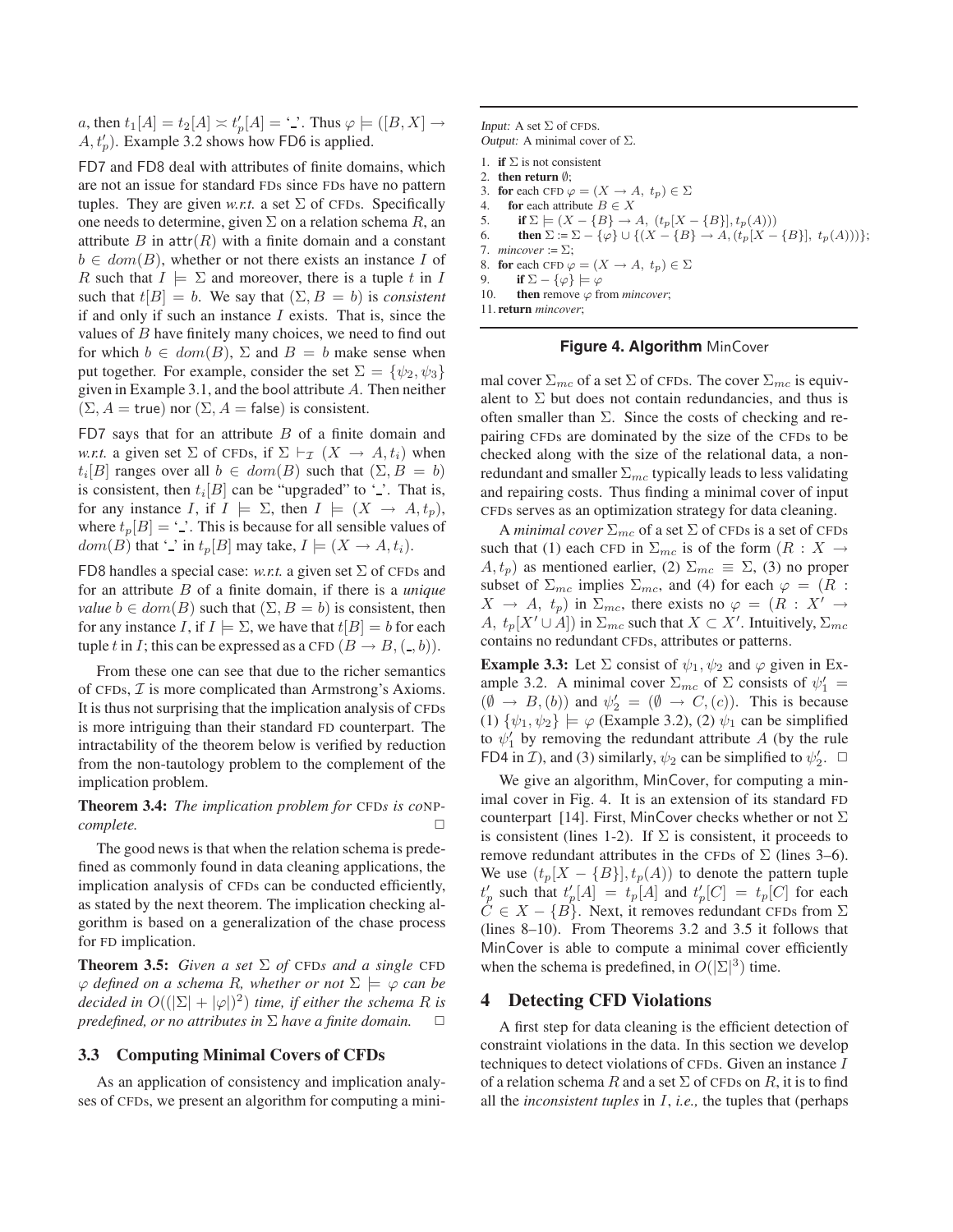$a$, then $t_1[A] = t_2[A] \asymp t'_p[A] =$ '\_'. Thus $\varphi \models ([B, X] \rightarrow A, t'_p)$. Example 3.2 shows how FD6 is applied.

FD7 and FD8 deal with attributes of finite domains, which are not an issue for standard FDs since FDs have no pattern tuples. They are given *w.r.t.* a set $\Sigma$ of CFDs. Specifically one needs to determine, given $\Sigma$ on a relation schema $R$, an attribute $B$ in $\mathsf{attr}(R)$ with a finite domain and a constant $b \in dom(B)$, whether or not there exists an instance $I$ of $R$ such that $I \models \Sigma$ and moreover, there is a tuple $t$ in $I$ such that $t[B] = b$. We say that $(\Sigma, B = b)$ is *consistent* if and only if such an instance $I$ exists. That is, since the values of $B$ have finitely many choices, we need to find out for which $b \in dom(B)$, $\Sigma$ and $B = b$ make sense when put together. For example, consider the set $\Sigma = \{\psi_2, \psi_3\}$ given in Example 3.1, and the bool attribute $A$. Then neither $(\Sigma, A = \mathsf{true})$ nor $(\Sigma, A = \mathsf{false})$ is consistent.

FD7 says that for an attribute $B$ of a finite domain and *w.r.t.* a given set $\Sigma$ of CFDs, if $\Sigma \vdash_{\mathcal{I}} (X \rightarrow A, t_i)$ when $t_i[B]$ ranges over all $b \in dom(B)$ such that $(\Sigma, B = b)$ is consistent, then $t_i[B]$ can be "upgraded" to '\_'. That is, for any instance $I$, if $I \models \Sigma$, then $I \models (X \rightarrow A, t_p)$, where $t_p[B] =$ '\_'. This is because for all sensible values of $dom(B)$ that '\_' in $t_p[B]$ may take, $I \models (X \rightarrow A, t_i)$.

FD8 handles a special case: *w.r.t.* a given set $\Sigma$ of CFDs and for an attribute $B$ of a finite domain, if there is a *unique value* $b \in dom(B)$ such that $(\Sigma, B = b)$ is consistent, then for any instance $I$, if $I \models \Sigma$, we have that $t[B] = b$ for each tuple $t$ in $I$; this can be expressed as a CFD $(B \rightarrow B, (\_, b))$.

From these one can see that due to the richer semantics of CFDs, $\mathcal{I}$ is more complicated than Armstrong's Axioms. It is thus not surprising that the implication analysis of CFDs is more intriguing than their standard FD counterpart. The intractability of the theorem below is verified by reduction from the non-tautology problem to the complement of the implication problem.

**Theorem 3.4:** *The implication problem for* CFD*s is co*NP*-complete.* □

The good news is that when the relation schema is predefined as commonly found in data cleaning applications, the implication analysis of CFDs can be conducted efficiently, as stated by the next theorem. The implication checking algorithm is based on a generalization of the chase process for FD implication.

**Theorem 3.5:** *Given a set $\Sigma$ of* CFD*s and a single* CFD *$\varphi$ defined on a schema $R$, whether or not $\Sigma \models \varphi$ can be decided in $O((|\Sigma| + |\varphi|)^2)$ time, if either the schema $R$ is predefined, or no attributes in $\Sigma$ have a finite domain.* □

### 3.3 Computing Minimal Covers of CFDs

As an application of consistency and implication analyses of CFDs, we present an algorithm for computing a minimal cover $\Sigma_{mc}$ of a set $\Sigma$ of CFDs. The cover $\Sigma_{mc}$ is equivalent to $\Sigma$ but does not contain redundancies, and thus is often smaller than $\Sigma$. Since the costs of checking and repairing CFDs are dominated by the size of the CFDs to be checked along with the size of the relational data, a non-redundant and smaller $\Sigma_{mc}$ typically leads to less validating and repairing costs. Thus finding a minimal cover of input CFDs serves as an optimization strategy for data cleaning.

A *minimal cover* $\Sigma_{mc}$ of a set $\Sigma$ of CFDs is a set of CFDs such that (1) each CFD in $\Sigma_{mc}$ is of the form $(R : X \rightarrow A, t_p)$ as mentioned earlier, (2) $\Sigma_{mc} \equiv \Sigma$, (3) no proper subset of $\Sigma_{mc}$ implies $\Sigma_{mc}$, and (4) for each $\varphi = (R : X \rightarrow A,\ t_p)$ in $\Sigma_{mc}$, there exists no $\varphi = (R : X' \rightarrow A,\ t_p[X' \cup A])$ in $\Sigma_{mc}$ such that $X \subset X'$. Intuitively, $\Sigma_{mc}$ contains no redundant CFDs, attributes or patterns.

**Example 3.3:** Let $\Sigma$ consist of $\psi_1, \psi_2$ and $\varphi$ given in Example 3.2. A minimal cover $\Sigma_{mc}$ of $\Sigma$ consists of $\psi'_1 = (\emptyset \rightarrow B, (b))$ and $\psi'_2 = (\emptyset \rightarrow C, (c))$. This is because (1) $\{\psi_1, \psi_2\} \models \varphi$ (Example 3.2), (2) $\psi_1$ can be simplified to $\psi'_1$ by removing the redundant attribute $A$ (by the rule FD4 in $\mathcal{I}$), and (3) similarly, $\psi_2$ can be simplified to $\psi'_2$. □

```
Input: A set Σ of CFDs.
Output: A minimal cover of Σ.

1.  if Σ is not consistent
2.  then return ∅;
3.  for each CFD φ = (X → A, t_p) ∈ Σ
4.     for each attribute B ∈ X
5.        if Σ ⊨ (X − {B} → A, (t_p[X − {B}], t_p(A)))
6.        then Σ := Σ − {φ} ∪ {(X − {B} → A, (t_p[X − {B}], t_p(A)))};
7.  mincover := Σ;
8.  for each CFD φ = (X → A, t_p) ∈ Σ
9.     if Σ − {φ} ⊨ φ
10.    then remove φ from mincover;
11. return mincover;
```

**Figure 4. Algorithm** MinCover

We give an algorithm, MinCover, for computing a minimal cover in Fig. 4. It is an extension of its standard FD counterpart [14]. First, MinCover checks whether or not $\Sigma$ is consistent (lines 1-2). If $\Sigma$ is consistent, it proceeds to remove redundant attributes in the CFDs of $\Sigma$ (lines 3–6). We use $(t_p[X - \{B\}], t_p(A))$ to denote the pattern tuple $t'_p$ such that $t'_p[A] = t_p[A]$ and $t'_p[C] = t_p[C]$ for each $C \in X - \{B\}$. Next, it removes redundant CFDs from $\Sigma$ (lines 8–10). From Theorems 3.2 and 3.5 it follows that MinCover is able to compute a minimal cover efficiently when the schema is predefined, in $O(|\Sigma|^3)$ time.

## 4 Detecting CFD Violations

A first step for data cleaning is the efficient detection of constraint violations in the data. In this section we develop techniques to detect violations of CFDs. Given an instance $I$ of a relation schema $R$ and a set $\Sigma$ of CFDs on $R$, it is to find all the *inconsistent tuples* in $I$, *i.e.,* the tuples that (perhaps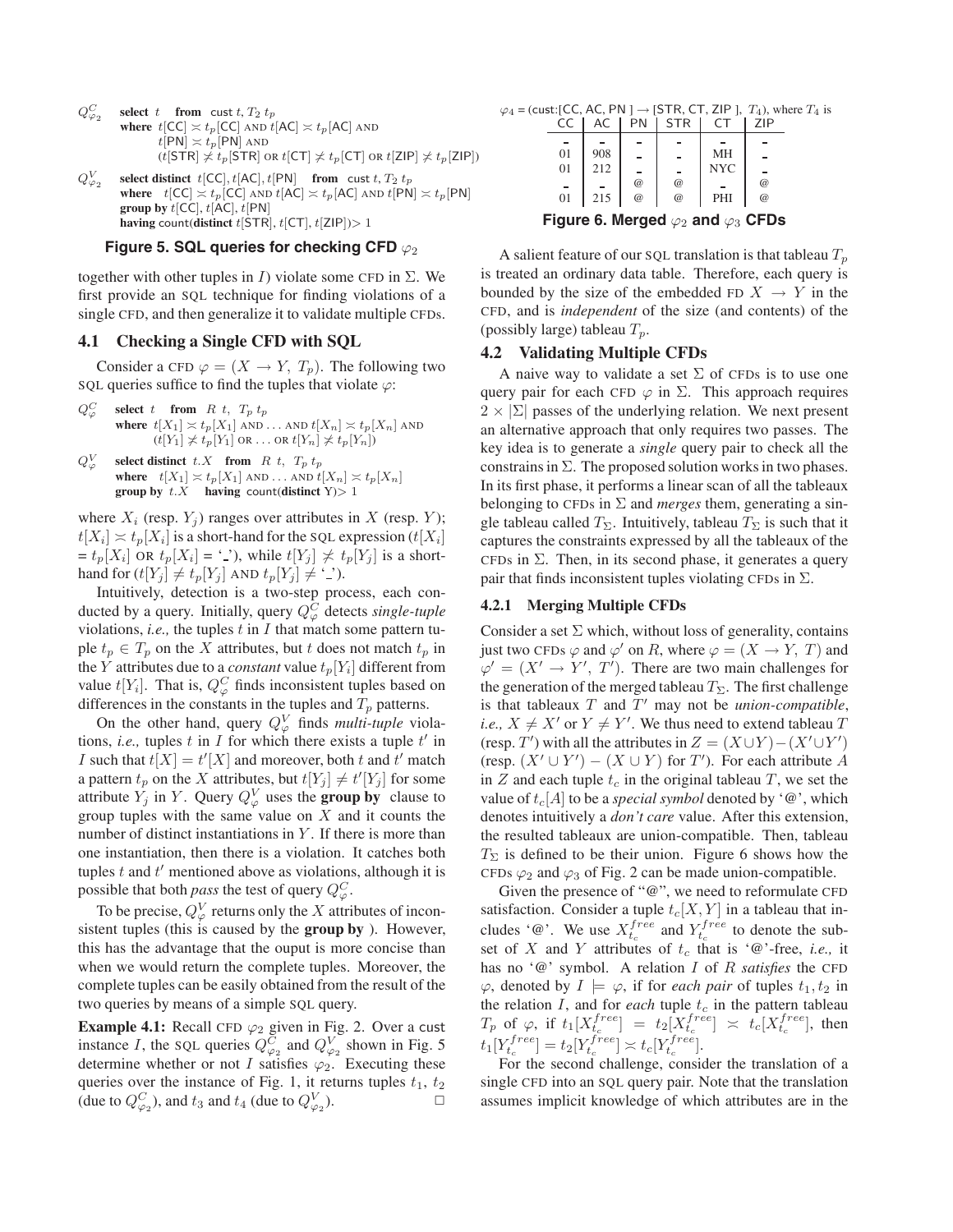$Q^C_{\varphi_2}$ **select** $t$ **from** cust $t$, $T_2$ $t_p$
**where** $t[\mathsf{CC}] \asymp t_p[\mathsf{CC}]$ AND $t[\mathsf{AC}] \asymp t_p[\mathsf{AC}]$ AND
$t[\mathsf{PN}] \asymp t_p[\mathsf{PN}]$ AND
$(t[\mathsf{STR}] \not\asymp t_p[\mathsf{STR}]$ OR $t[\mathsf{CT}] \not\asymp t_p[\mathsf{CT}]$ OR $t[\mathsf{ZIP}] \not\asymp t_p[\mathsf{ZIP}])$

$Q^V_{\varphi_2}$ **select distinct** $t[\mathsf{CC}], t[\mathsf{AC}], t[\mathsf{PN}]$ **from** cust $t$, $T_2$ $t_p$
**where** $t[\mathsf{CC}] \asymp t_p[\mathsf{CC}]$ AND $t[\mathsf{AC}] \asymp t_p[\mathsf{AC}]$ AND $t[\mathsf{PN}] \asymp t_p[\mathsf{PN}]$
**group by** $t[\mathsf{CC}], t[\mathsf{AC}], t[\mathsf{PN}]$
**having** count(**distinct** $t[\mathsf{STR}], t[\mathsf{CT}], t[\mathsf{ZIP}]) > 1$

**Figure 5. SQL queries for checking CFD $\varphi_2$**

together with other tuples in $I$) violate some CFD in $\Sigma$. We first provide an SQL technique for finding violations of a single CFD, and then generalize it to validate multiple CFDs.

## 4.1 Checking a Single CFD with SQL

Consider a CFD $\varphi = (X \to Y,\ T_p)$. The following two SQL queries suffice to find the tuples that violate $\varphi$:

$Q^C_{\varphi}$ **select** $t$ **from** $R$ $t$, $T_p$ $t_p$
**where** $t[X_1] \asymp t_p[X_1]$ AND ... AND $t[X_n] \asymp t_p[X_n]$ AND
$(t[Y_1] \not\asymp t_p[Y_1]$ OR ... OR $t[Y_n] \not\asymp t_p[Y_n])$

$Q^V_{\varphi}$ **select distinct** $t.X$ **from** $R$ $t$, $T_p$ $t_p$
**where** $t[X_1] \asymp t_p[X_1]$ AND ... AND $t[X_n] \asymp t_p[X_n]$
**group by** $t.X$ **having** count(**distinct** Y)$> 1$

where $X_i$ (resp. $Y_j$) ranges over attributes in $X$ (resp. $Y$); $t[X_i] \asymp t_p[X_i]$ is a short-hand for the SQL expression ($t[X_i]$ = $t_p[X_i]$ OR $t_p[X_i]$ = '_'), while $t[Y_j] \not\asymp t_p[Y_j]$ is a short-hand for ($t[Y_j] \neq t_p[Y_j]$ AND $t_p[Y_j] \neq$ '_').

Intuitively, detection is a two-step process, each conducted by a query. Initially, query $Q^C_{\varphi}$ detects *single-tuple* violations, *i.e.,* the tuples $t$ in $I$ that match some pattern tuple $t_p \in T_p$ on the $X$ attributes, but $t$ does not match $t_p$ in the $Y$ attributes due to a *constant* value $t_p[Y_i]$ different from value $t[Y_i]$. That is, $Q^C_{\varphi}$ finds inconsistent tuples based on differences in the constants in the tuples and $T_p$ patterns.

On the other hand, query $Q^V_{\varphi}$ finds *multi-tuple* violations, *i.e.,* tuples $t$ in $I$ for which there exists a tuple $t'$ in $I$ such that $t[X] = t'[X]$ and moreover, both $t$ and $t'$ match a pattern $t_p$ on the $X$ attributes, but $t[Y_j] \neq t'[Y_j]$ for some attribute $Y_j$ in $Y$. Query $Q^V_{\varphi}$ uses the **group by** clause to group tuples with the same value on $X$ and it counts the number of distinct instantiations in $Y$. If there is more than one instantiation, then there is a violation. It catches both tuples $t$ and $t'$ mentioned above as violations, although it is possible that both *pass* the test of query $Q^C_{\varphi}$.

To be precise, $Q^V_{\varphi}$ returns only the $X$ attributes of inconsistent tuples (this is caused by the **group by** ). However, this has the advantage that the ouput is more concise than when we would return the complete tuples. Moreover, the complete tuples can be easily obtained from the result of the two queries by means of a simple SQL query.

**Example 4.1:** Recall CFD $\varphi_2$ given in Fig. 2. Over a cust instance $I$, the SQL queries $Q^C_{\varphi_2}$ and $Q^V_{\varphi_2}$ shown in Fig. 5 determine whether or not $I$ satisfies $\varphi_2$. Executing these queries over the instance of Fig. 1, it returns tuples $t_1$, $t_2$ (due to $Q^C_{\varphi_2}$), and $t_3$ and $t_4$ (due to $Q^V_{\varphi_2}$). □

$\varphi_4$ = (cust:[CC, AC, PN ] $\to$ [STR, CT, ZIP ], $T_4$), where $T_4$ is

| CC | AC | PN | STR | CT | ZIP |
|---|---|---|---|---|---|
| _ | _ | _ | _ | _ | _ |
| 01 | 908 | _ | _ | MH | _ |
| 01 | 212 | _ | _ | NYC | _ |
| _ | _ | @ | @ | _ | @ |
| 01 | 215 | @ | @ | PHI | @ |

**Figure 6. Merged $\varphi_2$ and $\varphi_3$ CFDs**

A salient feature of our SQL translation is that tableau $T_p$ is treated an ordinary data table. Therefore, each query is bounded by the size of the embedded FD $X \to Y$ in the CFD, and is *independent* of the size (and contents) of the (possibly large) tableau $T_p$.

## 4.2 Validating Multiple CFDs

A naive way to validate a set $\Sigma$ of CFDs is to use one query pair for each CFD $\varphi$ in $\Sigma$. This approach requires $2 \times |\Sigma|$ passes of the underlying relation. We next present an alternative approach that only requires two passes. The key idea is to generate a *single* query pair to check all the constrains in $\Sigma$. The proposed solution works in two phases. In its first phase, it performs a linear scan of all the tableaux belonging to CFDs in $\Sigma$ and *merges* them, generating a single tableau called $T_\Sigma$. Intuitively, tableau $T_\Sigma$ is such that it captures the constraints expressed by all the tableaux of the CFDs in $\Sigma$. Then, in its second phase, it generates a query pair that finds inconsistent tuples violating CFDs in $\Sigma$.

### 4.2.1 Merging Multiple CFDs

Consider a set $\Sigma$ which, without loss of generality, contains just two CFDs $\varphi$ and $\varphi'$ on $R$, where $\varphi = (X \to Y,\ T)$ and $\varphi' = (X' \to Y',\ T')$. There are two main challenges for the generation of the merged tableau $T_\Sigma$. The first challenge is that tableaux $T$ and $T'$ may not be *union-compatible*, *i.e.,* $X \neq X'$ or $Y \neq Y'$. We thus need to extend tableau $T$ (resp. $T'$) with all the attributes in $Z = (X \cup Y) - (X' \cup Y')$ (resp. $(X' \cup Y') - (X \cup Y)$ for $T'$). For each attribute $A$ in $Z$ and each tuple $t_c$ in the original tableau $T$, we set the value of $t_c[A]$ to be a *special symbol* denoted by '@', which denotes intuitively a *don't care* value. After this extension, the resulted tableaux are union-compatible. Then, tableau $T_\Sigma$ is defined to be their union. Figure 6 shows how the CFDs $\varphi_2$ and $\varphi_3$ of Fig. 2 can be made union-compatible.

Given the presence of "@", we need to reformulate CFD satisfaction. Consider a tuple $t_c[X, Y]$ in a tableau that includes '@'. We use $X^{free}_{t_c}$ and $Y^{free}_{t_c}$ to denote the subset of $X$ and $Y$ attributes of $t_c$ that is '@'-free, *i.e.,* it has no '@' symbol. A relation $I$ of $R$ *satisfies* the CFD $\varphi$, denoted by $I \models \varphi$, if for *each pair* of tuples $t_1, t_2$ in the relation $I$, and for *each* tuple $t_c$ in the pattern tableau $T_p$ of $\varphi$, if $t_1[X^{free}_{t_c}] = t_2[X^{free}_{t_c}] \asymp t_c[X^{free}_{t_c}]$, then $t_1[Y^{free}_{t_c}] = t_2[Y^{free}_{t_c}] \asymp t_c[Y^{free}_{t_c}]$.

For the second challenge, consider the translation of a single CFD into an SQL query pair. Note that the translation assumes implicit knowledge of which attributes are in the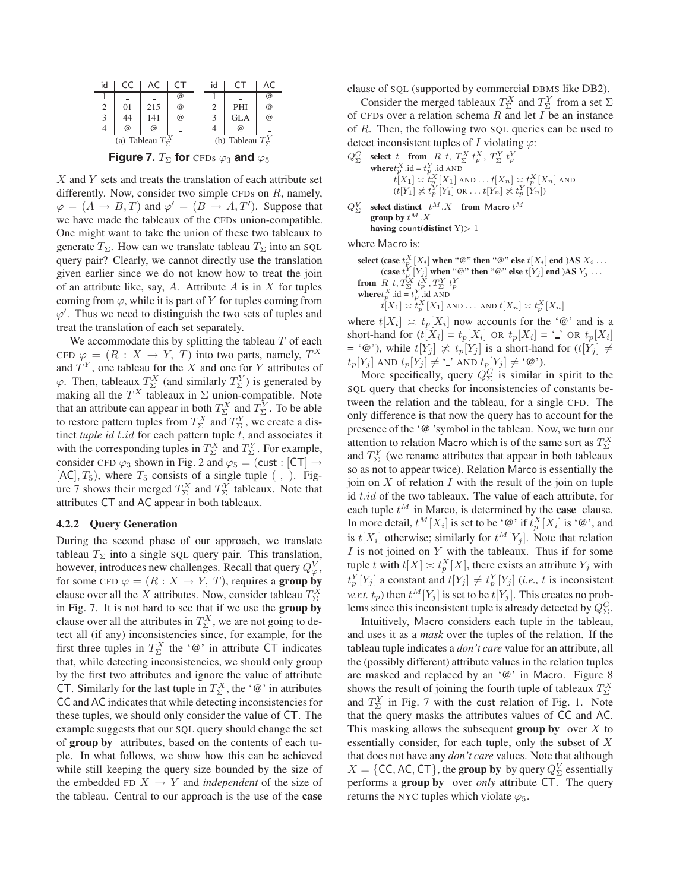| id | CC | AC | CT |
|---|---|---|---|
| 1 | _ | _ | @ |
| 2 | 01 | 215 | @ |
| 3 | 44 | 141 | @ |
| 4 | @ | @ | _ |

(a) Tableau $T^X_\Sigma$

| id | CT | AC |
|---|---|---|
| 1 | _ | @ |
| 2 | PHI | @ |
| 3 | GLA | @ |
| 4 | @ | _ |

(b) Tableau $T^Y_\Sigma$

**Figure 7. $T_\Sigma$ for CFDs $\varphi_3$ and $\varphi_5$**

$X$ and $Y$ sets and treats the translation of each attribute set differently. Now, consider two simple CFDs on $R$, namely, $\varphi = (A \to B, T)$ and $\varphi' = (B \to A, T')$. Suppose that we have made the tableaux of the CFDs union-compatible. One might want to take the union of these two tableaux to generate $T_\Sigma$. How can we translate tableau $T_\Sigma$ into an SQL query pair? Clearly, we cannot directly use the translation given earlier since we do not know how to treat the join of an attribute like, say, $A$. Attribute $A$ is in $X$ for tuples coming from $\varphi$, while it is part of $Y$ for tuples coming from $\varphi'$. Thus we need to distinguish the two sets of tuples and treat the translation of each set separately.

We accommodate this by splitting the tableau $T$ of each CFD $\varphi = (R : X \to Y,\ T)$ into two parts, namely, $T^X$ and $T^Y$, one tableau for the $X$ and one for $Y$ attributes of $\varphi$. Then, tableaux $T^X_\Sigma$ (and similarly $T^Y_\Sigma$) is generated by making all the $T^X$ tableaux in $\Sigma$ union-compatible. Note that an attribute can appear in both $T^X_\Sigma$ and $T^Y_\Sigma$. To be able to restore pattern tuples from $T^X_\Sigma$ and $T^Y_\Sigma$, we create a distinct *tuple id* $t.id$ for each pattern tuple $t$, and associates it with the corresponding tuples in $T^X_\Sigma$ and $T^Y_\Sigma$. For example, consider CFD $\varphi_3$ shown in Fig. 2 and $\varphi_5 = (\text{cust} : [\text{CT}] \to [\text{AC}], T_5)$, where $T_5$ consists of a single tuple $(\_, \_)$. Figure 7 shows their merged $T^X_\Sigma$ and $T^Y_\Sigma$ tableaux. Note that attributes CT and AC appear in both tableaux.

### 4.2.2 Query Generation

During the second phase of our approach, we translate tableau $T_\Sigma$ into a single SQL query pair. This translation, however, introduces new challenges. Recall that query $Q^V_\varphi$, for some CFD $\varphi = (R : X \to Y,\ T)$, requires a **group by** clause over all the $X$ attributes. Now, consider tableau $T^X_\Sigma$ in Fig. 7. It is not hard to see that if we use the **group by** clause over all the attributes in $T^X_\Sigma$, we are not going to detect all (if any) inconsistencies since, for example, for the first three tuples in $T^X_\Sigma$ the '@' in attribute CT indicates that, while detecting inconsistencies, we should only group by the first two attributes and ignore the value of attribute CT. Similarly for the last tuple in $T^X_\Sigma$, the '@' in attributes CC and AC indicates that while detecting inconsistencies for these tuples, we should only consider the value of CT. The example suggests that our SQL query should change the set of **group by** attributes, based on the contents of each tuple. In what follows, we show how this can be achieved while still keeping the query size bounded by the size of the embedded FD $X \to Y$ and *independent* of the size of the tableau. Central to our approach is the use of the **case** clause of SQL (supported by commercial DBMS like DB2).

Consider the merged tableaux $T^X_\Sigma$ and $T^Y_\Sigma$ from a set $\Sigma$ of CFDs over a relation schema $R$ and let $I$ be an instance of $R$. Then, the following two SQL queries can be used to detect inconsistent tuples of $I$ violating $\varphi$:

$Q^C_\Sigma$ **select** $t$ **from** $R\ t,\ T^X_\Sigma\ t^X_p,\ T^Y_\Sigma\ t^Y_p$
**where** $t^X_p.\text{id} = t^Y_p.\text{id}$ AND
$t[X_1] \asymp t^X_p[X_1]$ AND $\ldots$ $t[X_n] \asymp t^X_p[X_n]$ AND
$(t[Y_1] \not\asymp t^Y_p[Y_1]$ OR $\ldots$ $t[Y_n] \not\asymp t^Y_p[Y_n])$

$Q^V_\Sigma$ **select distinct** $t^M.X$ **from** Macro $t^M$
**group by** $t^M.X$
**having** count(**distinct** Y)$> 1$

where Macro is:

**select** (**case** $t^X_p[X_i]$ **when** "@" **then** "@" **else** $t[X_i]$ **end** )**AS** $X_i$ $\ldots$
(**case** $t^Y_p[Y_j]$ **when** "@" **then** "@" **else** $t[Y_j]$ **end** )**AS** $Y_j$ $\ldots$
**from** $R\ t, T^X_\Sigma\ t^X_p, T^Y_\Sigma\ t^Y_p$
**where** $t^X_p.\text{id} = t^Y_p.\text{id}$ AND
$t[X_1] \asymp t^X_p[X_1]$ AND $\ldots$ AND $t[X_n] \asymp t^X_p[X_n]$

where $t[X_i] \asymp t_p[X_i]$ now accounts for the '@' and is a short-hand for ($t[X_i] = t_p[X_i]$ OR $t_p[X_i]$ = '\_' OR $t_p[X_i]$ = '@'), while $t[Y_j] \not\asymp t_p[Y_j]$ is a short-hand for ($t[Y_j] \neq t_p[Y_j]$ AND $t_p[Y_j] \neq$ '\_' AND $t_p[Y_j] \neq$ '@').

More specifically, query $Q^C_\Sigma$ is similar in spirit to the SQL query that checks for inconsistencies of constants between the relation and the tableau, for a single CFD. The only difference is that now the query has to account for the presence of the '@ 'symbol in the tableau. Now, we turn our attention to relation Macro which is of the same sort as $T^X_\Sigma$ and $T^Y_\Sigma$ (we rename attributes that appear in both tableaux so as not to appear twice). Relation Marco is essentially the join on $X$ of relation $I$ with the result of the join on tuple id $t.id$ of the two tableaux. The value of each attribute, for each tuple $t^M$ in Marco, is determined by the **case** clause. In more detail, $t^M[X_i]$ is set to be '@' if $t^X_p[X_i]$ is '@', and is $t[X_i]$ otherwise; similarly for $t^M[Y_j]$. Note that relation $I$ is not joined on $Y$ with the tableaux. Thus if for some tuple $t$ with $t[X] \asymp t^X_p[X]$, there exists an attribute $Y_j$ with $t^Y_p[Y_j]$ a constant and $t[Y_j] \neq t^Y_p[Y_j]$ (*i.e.,* $t$ is inconsistent *w.r.t.* $t_p$) then $t^M[Y_j]$ is set to be $t[Y_j]$. This creates no problems since this inconsistent tuple is already detected by $Q^C_\Sigma$.

Intuitively, Macro considers each tuple in the tableau, and uses it as a *mask* over the tuples of the relation. If the tableau tuple indicates a *don't care* value for an attribute, all the (possibly different) attribute values in the relation tuples are masked and replaced by an '@' in Macro. Figure 8 shows the result of joining the fourth tuple of tableaux $T^X_\Sigma$ and $T^Y_\Sigma$ in Fig. 7 with the cust relation of Fig. 1. Note that the query masks the attributes values of CC and AC. This masking allows the subsequent **group by** over $X$ to essentially consider, for each tuple, only the subset of $X$ that does not have any *don't care* values. Note that although $X = \{\text{CC}, \text{AC}, \text{CT}\}$, the **group by** by query $Q^V_\Sigma$ essentially performs a **group by** over *only* attribute CT. The query returns the NYC tuples which violate $\varphi_5$.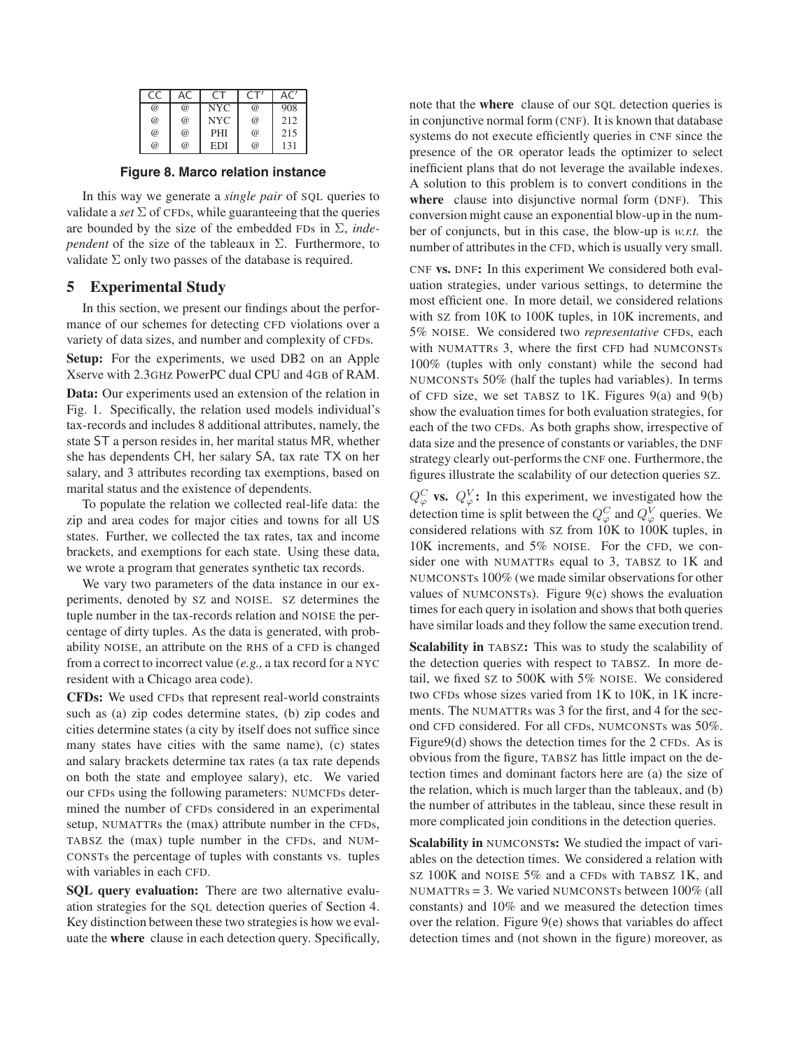| CC | AC | CT | CT′ | AC′ |
|---|---|---|---|---|
| @ | @ | NYC | @ | 908 |
| @ | @ | NYC | @ | 212 |
| @ | @ | PHI | @ | 215 |
| @ | @ | EDI | @ | 131 |

**Figure 8. Marco relation instance**

In this way we generate a *single pair* of SQL queries to validate a *set* $\Sigma$ of CFDs, while guaranteeing that the queries are bounded by the size of the embedded FDs in $\Sigma$, *independent* of the size of the tableaux in $\Sigma$. Furthermore, to validate $\Sigma$ only two passes of the database is required.

## 5 Experimental Study

In this section, we present our findings about the performance of our schemes for detecting CFD violations over a variety of data sizes, and number and complexity of CFDs.

**Setup:** For the experiments, we used DB2 on an Apple Xserve with 2.3GHz PowerPC dual CPU and 4GB of RAM.

**Data:** Our experiments used an extension of the relation in Fig. 1. Specifically, the relation used models individual's tax-records and includes 8 additional attributes, namely, the state ST a person resides in, her marital status MR, whether she has dependents CH, her salary SA, tax rate TX on her salary, and 3 attributes recording tax exemptions, based on marital status and the existence of dependents.

To populate the relation we collected real-life data: the zip and area codes for major cities and towns for all US states. Further, we collected the tax rates, tax and income brackets, and exemptions for each state. Using these data, we wrote a program that generates synthetic tax records.

We vary two parameters of the data instance in our experiments, denoted by SZ and NOISE. SZ determines the tuple number in the tax-records relation and NOISE the percentage of dirty tuples. As the data is generated, with probability NOISE, an attribute on the RHS of a CFD is changed from a correct to incorrect value (*e.g.,* a tax record for a NYC resident with a Chicago area code).

**CFDs:** We used CFDs that represent real-world constraints such as (a) zip codes determine states, (b) zip codes and cities determine states (a city by itself does not suffice since many states have cities with the same name), (c) states and salary brackets determine tax rates (a tax rate depends on both the state and employee salary), etc. We varied our CFDs using the following parameters: NUMCFDs determined the number of CFDs considered in an experimental setup, NUMATTRs the (max) attribute number in the CFDs, TABSZ the (max) tuple number in the CFDs, and NUMCONSTs the percentage of tuples with constants vs. tuples with variables in each CFD.

**SQL query evaluation:** There are two alternative evaluation strategies for the SQL detection queries of Section 4. Key distinction between these two strategies is how we evaluate the **where** clause in each detection query. Specifically, note that the **where** clause of our SQL detection queries is in conjunctive normal form (CNF). It is known that database systems do not execute efficiently queries in CNF since the presence of the OR operator leads the optimizer to select inefficient plans that do not leverage the available indexes. A solution to this problem is to convert conditions in the **where** clause into disjunctive normal form (DNF). This conversion might cause an exponential blow-up in the number of conjuncts, but in this case, the blow-up is *w.r.t.* the number of attributes in the CFD, which is usually very small.

**CNF vs. DNF:** In this experiment We considered both evaluation strategies, under various settings, to determine the most efficient one. In more detail, we considered relations with SZ from 10K to 100K tuples, in 10K increments, and 5% NOISE. We considered two *representative* CFDs, each with NUMATTRs 3, where the first CFD had NUMCONSTs 100% (tuples with only constant) while the second had NUMCONSTs 50% (half the tuples had variables). In terms of CFD size, we set TABSZ to 1K. Figures 9(a) and 9(b) show the evaluation times for both evaluation strategies, for each of the two CFDs. As both graphs show, irrespective of data size and the presence of constants or variables, the DNF strategy clearly out-performs the CNF one. Furthermore, the figures illustrate the scalability of our detection queries SZ.

**$Q^C_\varphi$ vs. $Q^V_\varphi$:** In this experiment, we investigated how the detection time is split between the $Q^C_\varphi$ and $Q^V_\varphi$ queries. We considered relations with SZ from 10K to 100K tuples, in 10K increments, and 5% NOISE. For the CFD, we consider one with NUMATTRs equal to 3, TABSZ to 1K and NUMCONSTs 100% (we made similar observations for other values of NUMCONSTs). Figure 9(c) shows the evaluation times for each query in isolation and shows that both queries have similar loads and they follow the same execution trend.

**Scalability in TABSZ:** This was to study the scalability of the detection queries with respect to TABSZ. In more detail, we fixed SZ to 500K with 5% NOISE. We considered two CFDs whose sizes varied from 1K to 10K, in 1K increments. The NUMATTRs was 3 for the first, and 4 for the second CFD considered. For all CFDs, NUMCONSTs was 50%. Figure9(d) shows the detection times for the 2 CFDs. As is obvious from the figure, TABSZ has little impact on the detection times and dominant factors here are (a) the size of the relation, which is much larger than the tableaux, and (b) the number of attributes in the tableau, since these result in more complicated join conditions in the detection queries.

**Scalability in NUMCONSTs:** We studied the impact of variables on the detection times. We considered a relation with SZ 100K and NOISE 5% and a CFDs with TABSZ 1K, and NUMATTRs = 3. We varied NUMCONSTs between 100% (all constants) and 10% and we measured the detection times over the relation. Figure 9(e) shows that variables do affect detection times and (not shown in the figure) moreover, as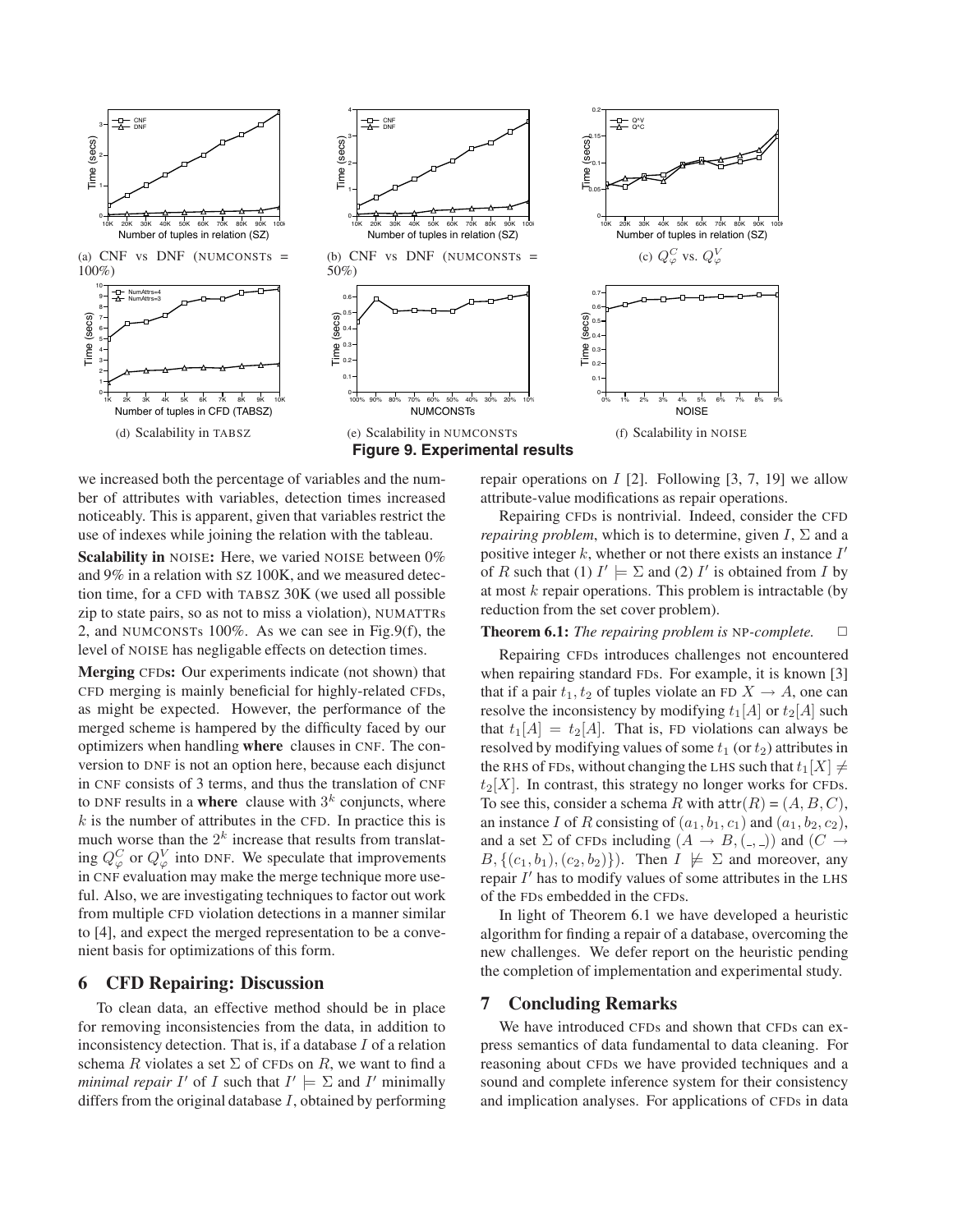(a) CNF vs DNF (NUMCONSTs = 100%)

(b) CNF vs DNF (NUMCONSTs = 50%)

(c) $Q^C_\varphi$ vs. $Q^V_\varphi$

(d) Scalability in TABSZ

(e) Scalability in NUMCONSTs

(f) Scalability in NOISE

**Figure 9. Experimental results**

we increased both the percentage of variables and the number of attributes with variables, detection times increased noticeably. This is apparent, given that variables restrict the use of indexes while joining the relation with the tableau.

**Scalability in NOISE:** Here, we varied NOISE between 0% and 9% in a relation with SZ 100K, and we measured detection time, for a CFD with TABSZ 30K (we used all possible zip to state pairs, so as not to miss a violation), NUMATTRs 2, and NUMCONSTs 100%. As we can see in Fig.9(f), the level of NOISE has negligable effects on detection times.

**Merging CFDs:** Our experiments indicate (not shown) that CFD merging is mainly beneficial for highly-related CFDs, as might be expected. However, the performance of the merged scheme is hampered by the difficulty faced by our optimizers when handling **where** clauses in CNF. The conversion to DNF is not an option here, because each disjunct in CNF consists of 3 terms, and thus the translation of CNF to DNF results in a **where** clause with $3^k$ conjuncts, where $k$ is the number of attributes in the CFD. In practice this is much worse than the $2^k$ increase that results from translating $Q^C_\varphi$ or $Q^V_\varphi$ into DNF. We speculate that improvements in CNF evaluation may make the merge technique more useful. Also, we are investigating techniques to factor out work from multiple CFD violation detections in a manner similar to [4], and expect the merged representation to be a convenient basis for optimizations of this form.

## 6 CFD Repairing: Discussion

To clean data, an effective method should be in place for removing inconsistencies from the data, in addition to inconsistency detection. That is, if a database $I$ of a relation schema $R$ violates a set $\Sigma$ of CFDs on $R$, we want to find a *minimal repair* $I'$ of $I$ such that $I' \models \Sigma$ and $I'$ minimally differs from the original database $I$, obtained by performing repair operations on $I$ [2]. Following [3, 7, 19] we allow attribute-value modifications as repair operations.

Repairing CFDs is nontrivial. Indeed, consider the CFD *repairing problem*, which is to determine, given $I$, $\Sigma$ and a positive integer $k$, whether or not there exists an instance $I'$ of $R$ such that (1) $I' \models \Sigma$ and (2) $I'$ is obtained from $I$ by at most $k$ repair operations. This problem is intractable (by reduction from the set cover problem).

**Theorem 6.1:** *The repairing problem is* NP*-complete.* □

Repairing CFDs introduces challenges not encountered when repairing standard FDs. For example, it is known [3] that if a pair $t_1, t_2$ of tuples violate an FD $X \rightarrow A$, one can resolve the inconsistency by modifying $t_1[A]$ or $t_2[A]$ such that $t_1[A] = t_2[A]$. That is, FD violations can always be resolved by modifying values of some $t_1$ (or $t_2$) attributes in the RHS of FDs, without changing the LHS such that $t_1[X] \neq t_2[X]$. In contrast, this strategy no longer works for CFDs. To see this, consider a schema $R$ with $\mathsf{attr}(R) = (A, B, C)$, an instance $I$ of $R$ consisting of $(a_1, b_1, c_1)$ and $(a_1, b_2, c_2)$, and a set $\Sigma$ of CFDs including $(A \rightarrow B, (\_, \_))$ and $(C \rightarrow B, \{(c_1, b_1), (c_2, b_2)\})$. Then $I \not\models \Sigma$ and moreover, any repair $I'$ has to modify values of some attributes in the LHS of the FDs embedded in the CFDs.

In light of Theorem 6.1 we have developed a heuristic algorithm for finding a repair of a database, overcoming the new challenges. We defer report on the heuristic pending the completion of implementation and experimental study.

## 7 Concluding Remarks

We have introduced CFDs and shown that CFDs can express semantics of data fundamental to data cleaning. For reasoning about CFDs we have provided techniques and a sound and complete inference system for their consistency and implication analyses. For applications of CFDs in data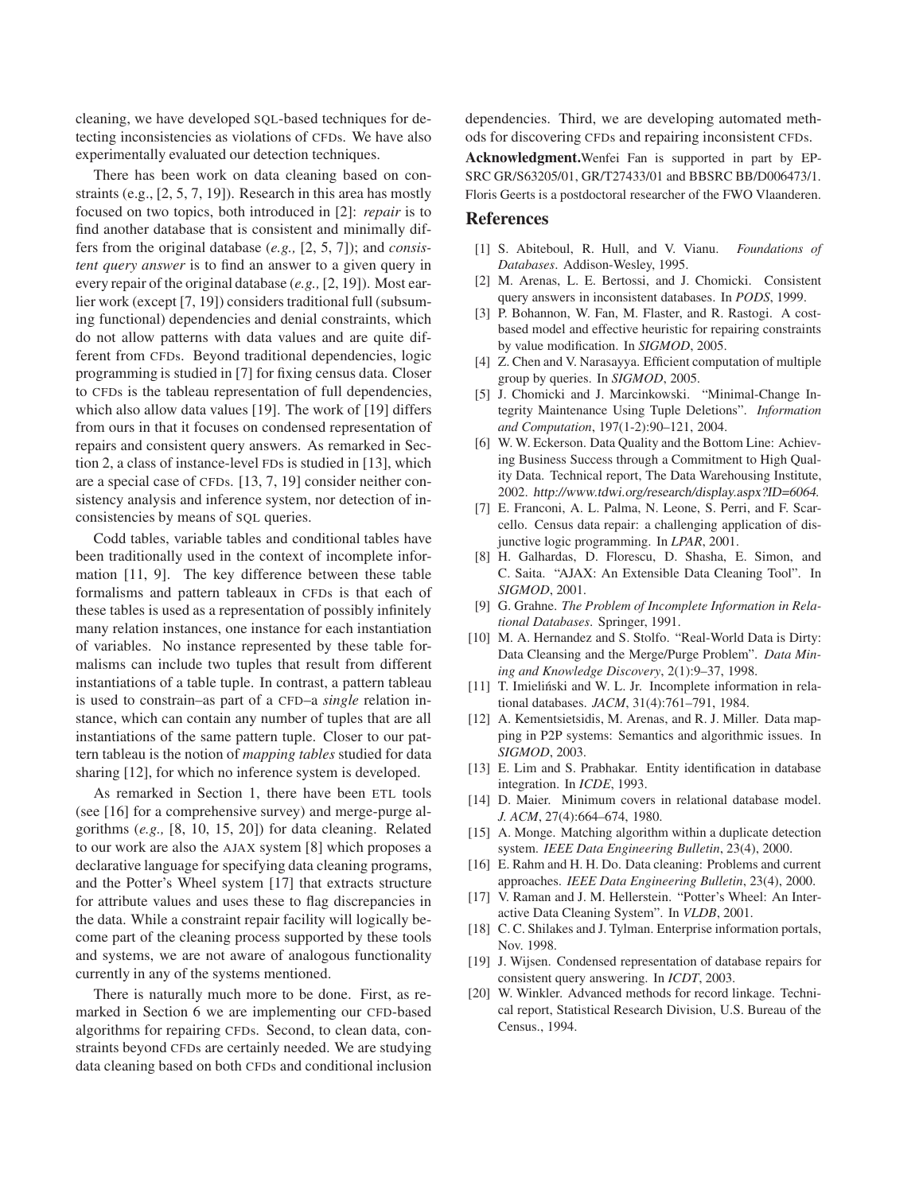cleaning, we have developed SQL-based techniques for detecting inconsistencies as violations of CFDs. We have also experimentally evaluated our detection techniques.

There has been work on data cleaning based on constraints (e.g., [2, 5, 7, 19]). Research in this area has mostly focused on two topics, both introduced in [2]: *repair* is to find another database that is consistent and minimally differs from the original database (*e.g.,* [2, 5, 7]); and *consistent query answer* is to find an answer to a given query in every repair of the original database (*e.g.,* [2, 19]). Most earlier work (except [7, 19]) considers traditional full (subsuming functional) dependencies and denial constraints, which do not allow patterns with data values and are quite different from CFDs. Beyond traditional dependencies, logic programming is studied in [7] for fixing census data. Closer to CFDs is the tableau representation of full dependencies, which also allow data values [19]. The work of [19] differs from ours in that it focuses on condensed representation of repairs and consistent query answers. As remarked in Section 2, a class of instance-level FDs is studied in [13], which are a special case of CFDs. [13, 7, 19] consider neither consistency analysis and inference system, nor detection of inconsistencies by means of SQL queries.

Codd tables, variable tables and conditional tables have been traditionally used in the context of incomplete information [11, 9]. The key difference between these table formalisms and pattern tableaux in CFDs is that each of these tables is used as a representation of possibly infinitely many relation instances, one instance for each instantiation of variables. No instance represented by these table formalisms can include two tuples that result from different instantiations of a table tuple. In contrast, a pattern tableau is used to constrain–as part of a CFD–a *single* relation instance, which can contain any number of tuples that are all instantiations of the same pattern tuple. Closer to our pattern tableau is the notion of *mapping tables* studied for data sharing [12], for which no inference system is developed.

As remarked in Section 1, there have been ETL tools (see [16] for a comprehensive survey) and merge-purge algorithms (*e.g.,* [8, 10, 15, 20]) for data cleaning. Related to our work are also the AJAX system [8] which proposes a declarative language for specifying data cleaning programs, and the Potter's Wheel system [17] that extracts structure for attribute values and uses these to flag discrepancies in the data. While a constraint repair facility will logically become part of the cleaning process supported by these tools and systems, we are not aware of analogous functionality currently in any of the systems mentioned.

There is naturally much more to be done. First, as remarked in Section 6 we are implementing our CFD-based algorithms for repairing CFDs. Second, to clean data, constraints beyond CFDs are certainly needed. We are studying data cleaning based on both CFDs and conditional inclusion dependencies. Third, we are developing automated methods for discovering CFDs and repairing inconsistent CFDs.

**Acknowledgment.** Wenfei Fan is supported in part by EPSRC GR/S63205/01, GR/T27433/01 and BBSRC BB/D006473/1. Floris Geerts is a postdoctoral researcher of the FWO Vlaanderen.

## References

[1] S. Abiteboul, R. Hull, and V. Vianu. *Foundations of Databases*. Addison-Wesley, 1995.

[2] M. Arenas, L. E. Bertossi, and J. Chomicki. Consistent query answers in inconsistent databases. In *PODS*, 1999.

[3] P. Bohannon, W. Fan, M. Flaster, and R. Rastogi. A cost-based model and effective heuristic for repairing constraints by value modification. In *SIGMOD*, 2005.

[4] Z. Chen and V. Narasayya. Efficient computation of multiple group by queries. In *SIGMOD*, 2005.

[5] J. Chomicki and J. Marcinkowski. "Minimal-Change Integrity Maintenance Using Tuple Deletions". *Information and Computation*, 197(1-2):90–121, 2004.

[6] W. W. Eckerson. Data Quality and the Bottom Line: Achieving Business Success through a Commitment to High Quality Data. Technical report, The Data Warehousing Institute, 2002. *http://www.tdwi.org/research/display.aspx?ID=6064.*

[7] E. Franconi, A. L. Palma, N. Leone, S. Perri, and F. Scarcello. Census data repair: a challenging application of disjunctive logic programming. In *LPAR*, 2001.

[8] H. Galhardas, D. Florescu, D. Shasha, E. Simon, and C. Saita. "AJAX: An Extensible Data Cleaning Tool". In *SIGMOD*, 2001.

[9] G. Grahne. *The Problem of Incomplete Information in Relational Databases*. Springer, 1991.

[10] M. A. Hernandez and S. Stolfo. "Real-World Data is Dirty: Data Cleansing and the Merge/Purge Problem". *Data Mining and Knowledge Discovery*, 2(1):9–37, 1998.

[11] T. Imieliński and W. L. Jr. Incomplete information in relational databases. *JACM*, 31(4):761–791, 1984.

[12] A. Kementsietsidis, M. Arenas, and R. J. Miller. Data mapping in P2P systems: Semantics and algorithmic issues. In *SIGMOD*, 2003.

[13] E. Lim and S. Prabhakar. Entity identification in database integration. In *ICDE*, 1993.

[14] D. Maier. Minimum covers in relational database model. *J. ACM*, 27(4):664–674, 1980.

[15] A. Monge. Matching algorithm within a duplicate detection system. *IEEE Data Engineering Bulletin*, 23(4), 2000.

[16] E. Rahm and H. H. Do. Data cleaning: Problems and current approaches. *IEEE Data Engineering Bulletin*, 23(4), 2000.

[17] V. Raman and J. M. Hellerstein. "Potter's Wheel: An Interactive Data Cleaning System". In *VLDB*, 2001.

[18] C. C. Shilakes and J. Tylman. Enterprise information portals, Nov. 1998.

[19] J. Wijsen. Condensed representation of database repairs for consistent query answering. In *ICDT*, 2003.

[20] W. Winkler. Advanced methods for record linkage. Technical report, Statistical Research Division, U.S. Bureau of the Census., 1994.